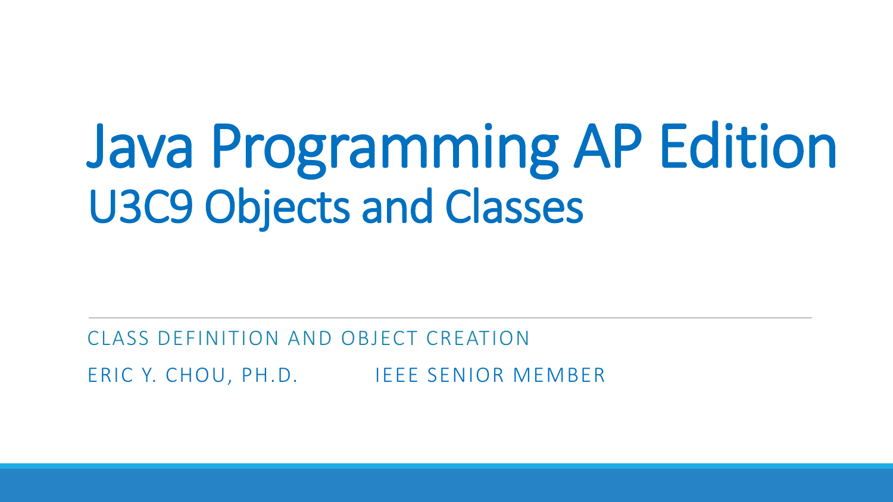# Java Programming AP Edition
## U3C9 Objects and Classes

CLASS DEFINITION AND OBJECT CREATION

ERIC Y. CHOU, PH.D. IEEE SENIOR MEMBER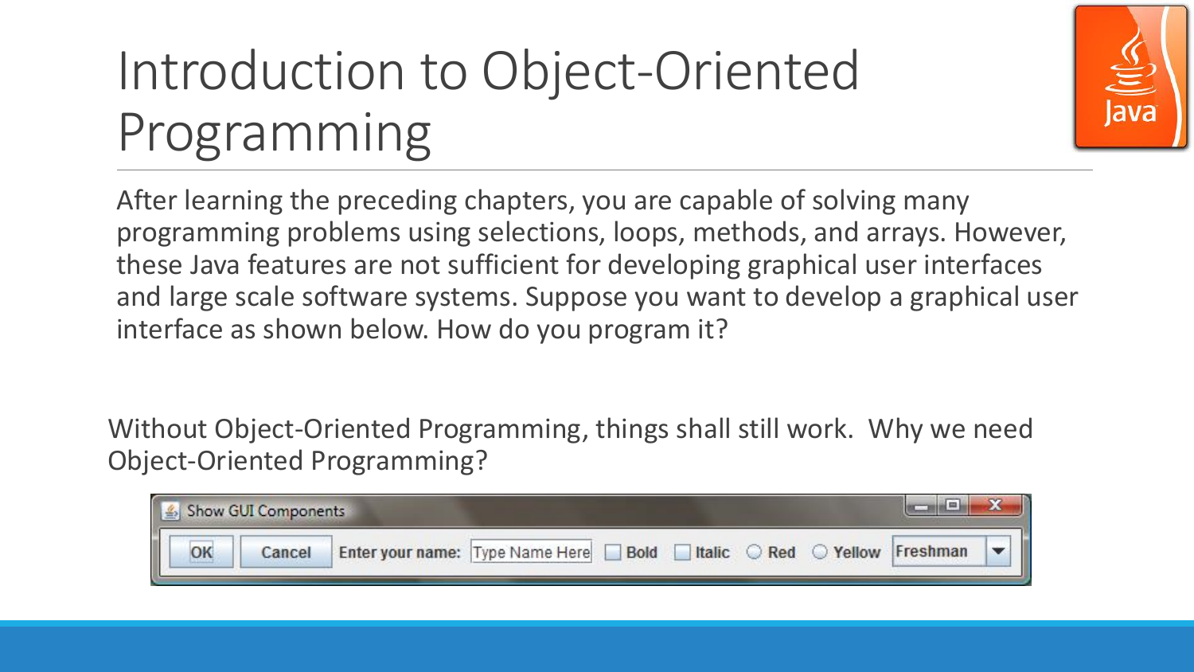# Introduction to Object-Oriented Programming

After learning the preceding chapters, you are capable of solving many programming problems using selections, loops, methods, and arrays. However, these Java features are not sufficient for developing graphical user interfaces and large scale software systems. Suppose you want to develop a graphical user interface as shown below. How do you program it?

Without Object-Oriented Programming, things shall still work. Why we need Object-Oriented Programming?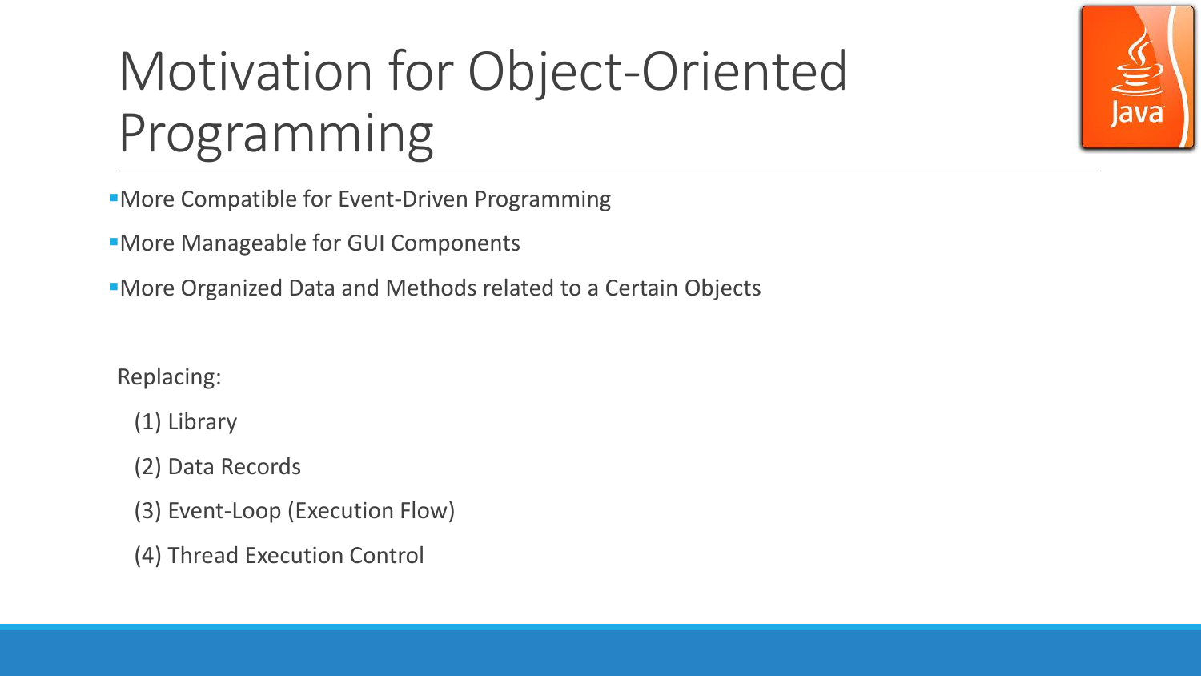# Motivation for Object-Oriented Programming

- More Compatible for Event-Driven Programming
- More Manageable for GUI Components
- More Organized Data and Methods related to a Certain Objects

Replacing:

(1) Library

(2) Data Records

(3) Event-Loop (Execution Flow)

(4) Thread Execution Control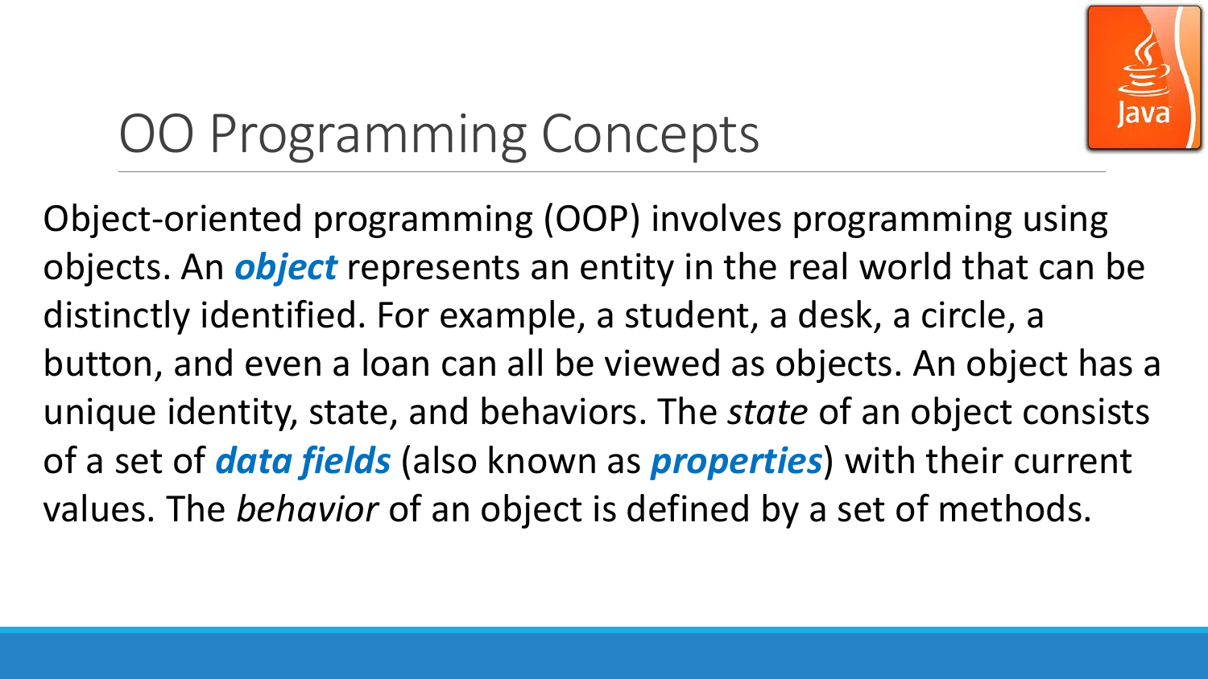# OO Programming Concepts

Object-oriented programming (OOP) involves programming using objects. An ***object*** represents an entity in the real world that can be distinctly identified. For example, a student, a desk, a circle, a button, and even a loan can all be viewed as objects. An object has a unique identity, state, and behaviors. The *state* of an object consists of a set of ***data fields*** (also known as ***properties***) with their current values. The *behavior* of an object is defined by a set of methods.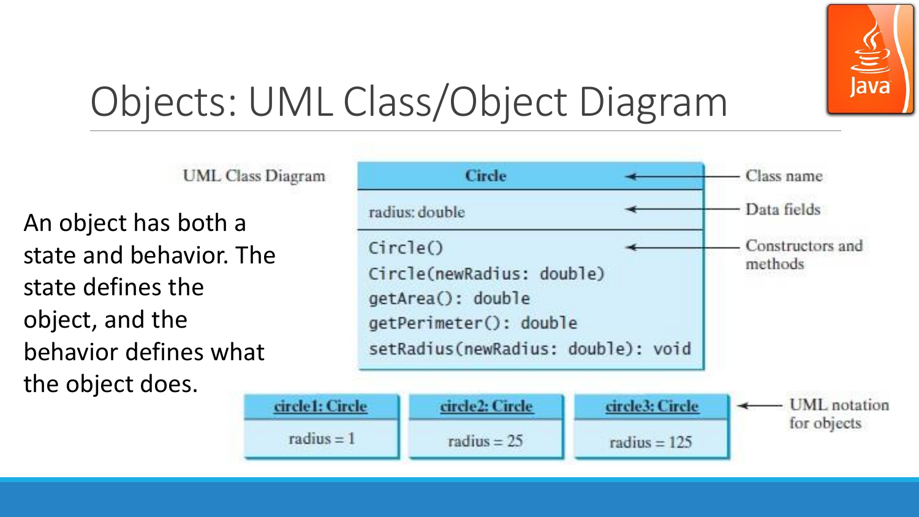# Objects: UML Class/Object Diagram

An object has both a state and behavior. The state defines the object, and the behavior defines what the object does.

UML Class Diagram

| Circle |
| --- |
| radius: double |
| Circle()<br>Circle(newRadius: double)<br>getArea(): double<br>getPerimeter(): double<br>setRadius(newRadius: double): void |

- Class name → Circle
- Data fields → radius: double
- Constructors and methods → Circle(), Circle(newRadius: double), getArea(): double, getPerimeter(): double, setRadius(newRadius: double): void

UML notation for objects:

| circle1: Circle | circle2: Circle | circle3: Circle |
| --- | --- | --- |
| radius = 1 | radius = 25 | radius = 125 |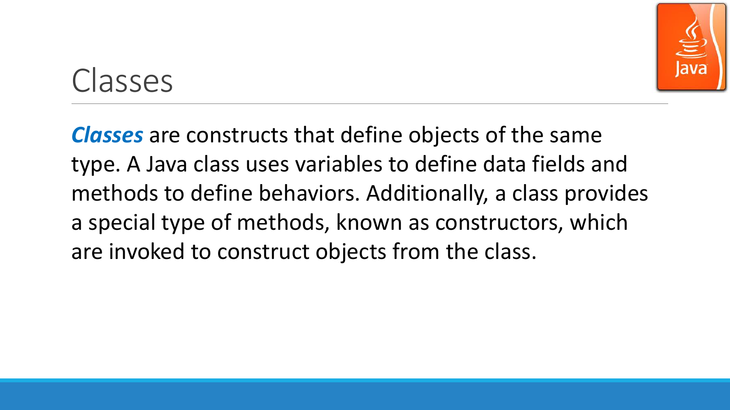# Classes

***Classes*** are constructs that define objects of the same type. A Java class uses variables to define data fields and methods to define behaviors. Additionally, a class provides a special type of methods, known as constructors, which are invoked to construct objects from the class.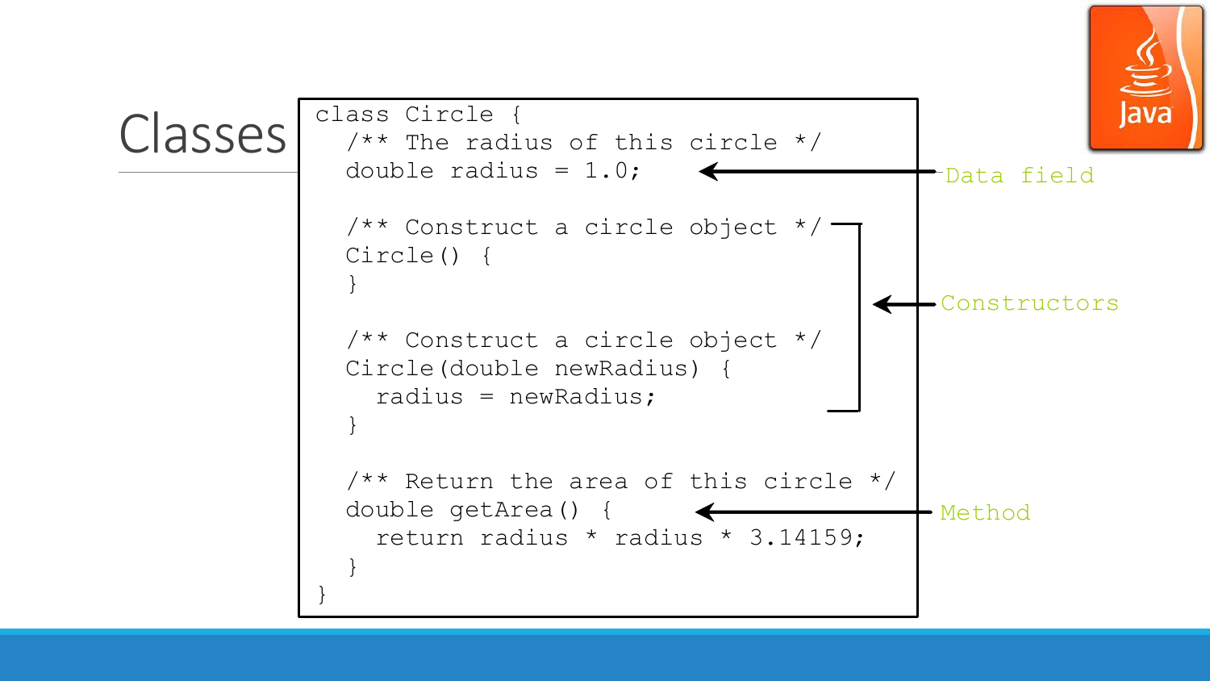# Classes

```java
class Circle {
  /** The radius of this circle */
  double radius = 1.0;

  /** Construct a circle object */
  Circle() {
  }

  /** Construct a circle object */
  Circle(double newRadius) {
    radius = newRadius;
  }

  /** Return the area of this circle */
  double getArea() {
    return radius * radius * 3.14159;
  }
}
```

- Data field: `double radius = 1.0;`
- Constructors: `Circle()` and `Circle(double newRadius)`
- Method: `double getArea()`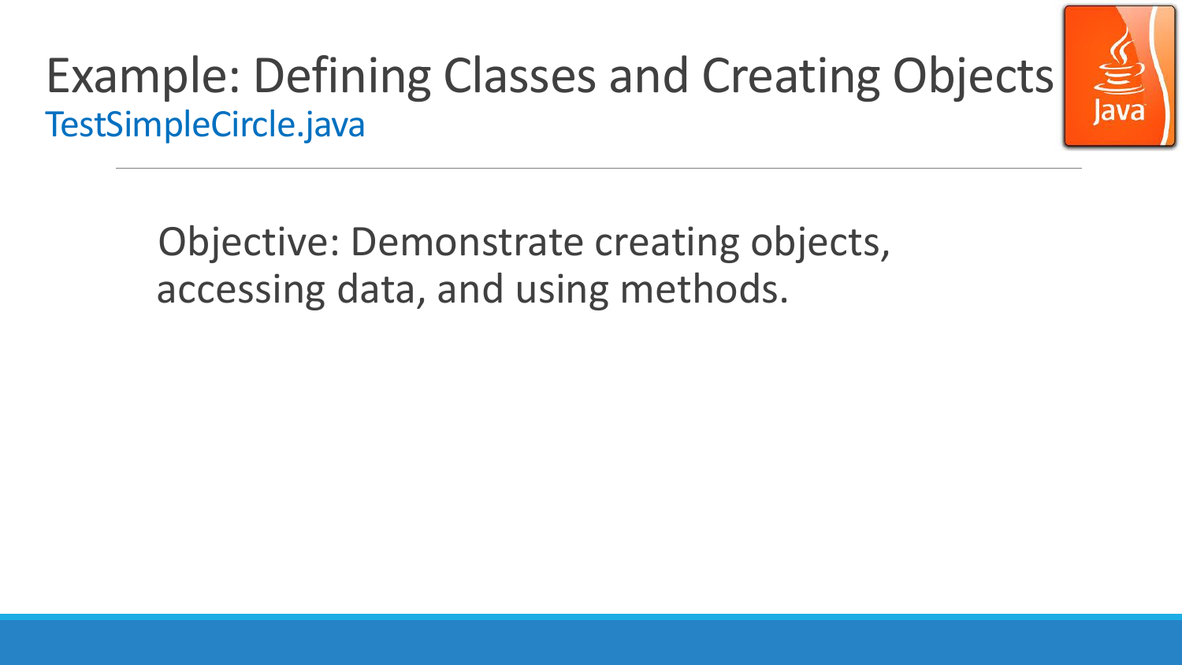# Example: Defining Classes and Creating Objects

TestSimpleCircle.java

Objective: Demonstrate creating objects, accessing data, and using methods.